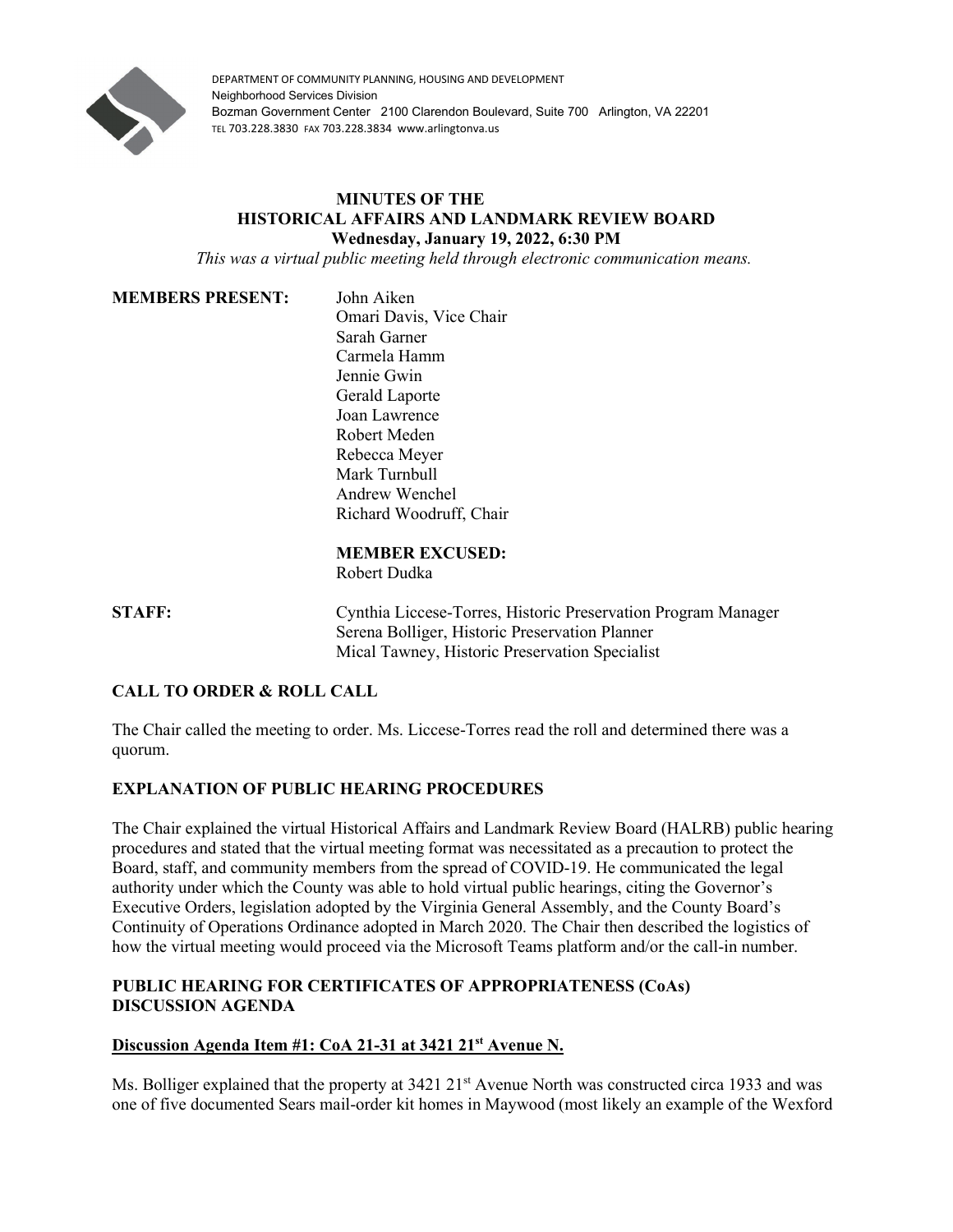DEPARTMENT OF COMMUNITY PLANNING, HOUSING AND DEVELOPMENT
Neighborhood Services Division
Bozman Government Center 2100 Clarendon Boulevard, Suite 700 Arlington, VA 22201
TEL 703.228.3830 FAX 703.228.3834 www.arlingtonva.us

# MINUTES OF THE HISTORICAL AFFAIRS AND LANDMARK REVIEW BOARD

**Wednesday, January 19, 2022, 6:30 PM**

*This was a virtual public meeting held through electronic communication means.*

**MEMBERS PRESENT:**
John Aiken
Omari Davis, Vice Chair
Sarah Garner
Carmela Hamm
Jennie Gwin
Gerald Laporte
Joan Lawrence
Robert Meden
Rebecca Meyer
Mark Turnbull
Andrew Wenchel
Richard Woodruff, Chair

**MEMBER EXCUSED:**
Robert Dudka

**STAFF:**
Cynthia Liccese-Torres, Historic Preservation Program Manager
Serena Bolliger, Historic Preservation Planner
Mical Tawney, Historic Preservation Specialist

## CALL TO ORDER & ROLL CALL

The Chair called the meeting to order. Ms. Liccese-Torres read the roll and determined there was a quorum.

## EXPLANATION OF PUBLIC HEARING PROCEDURES

The Chair explained the virtual Historical Affairs and Landmark Review Board (HALRB) public hearing procedures and stated that the virtual meeting format was necessitated as a precaution to protect the Board, staff, and community members from the spread of COVID-19. He communicated the legal authority under which the County was able to hold virtual public hearings, citing the Governor's Executive Orders, legislation adopted by the Virginia General Assembly, and the County Board's Continuity of Operations Ordinance adopted in March 2020. The Chair then described the logistics of how the virtual meeting would proceed via the Microsoft Teams platform and/or the call-in number.

## PUBLIC HEARING FOR CERTIFICATES OF APPROPRIATENESS (CoAs) DISCUSSION AGENDA

### Discussion Agenda Item #1: CoA 21-31 at 3421 21st Avenue N.

Ms. Bolliger explained that the property at 3421 21st Avenue North was constructed circa 1933 and was one of five documented Sears mail-order kit homes in Maywood (most likely an example of the Wexford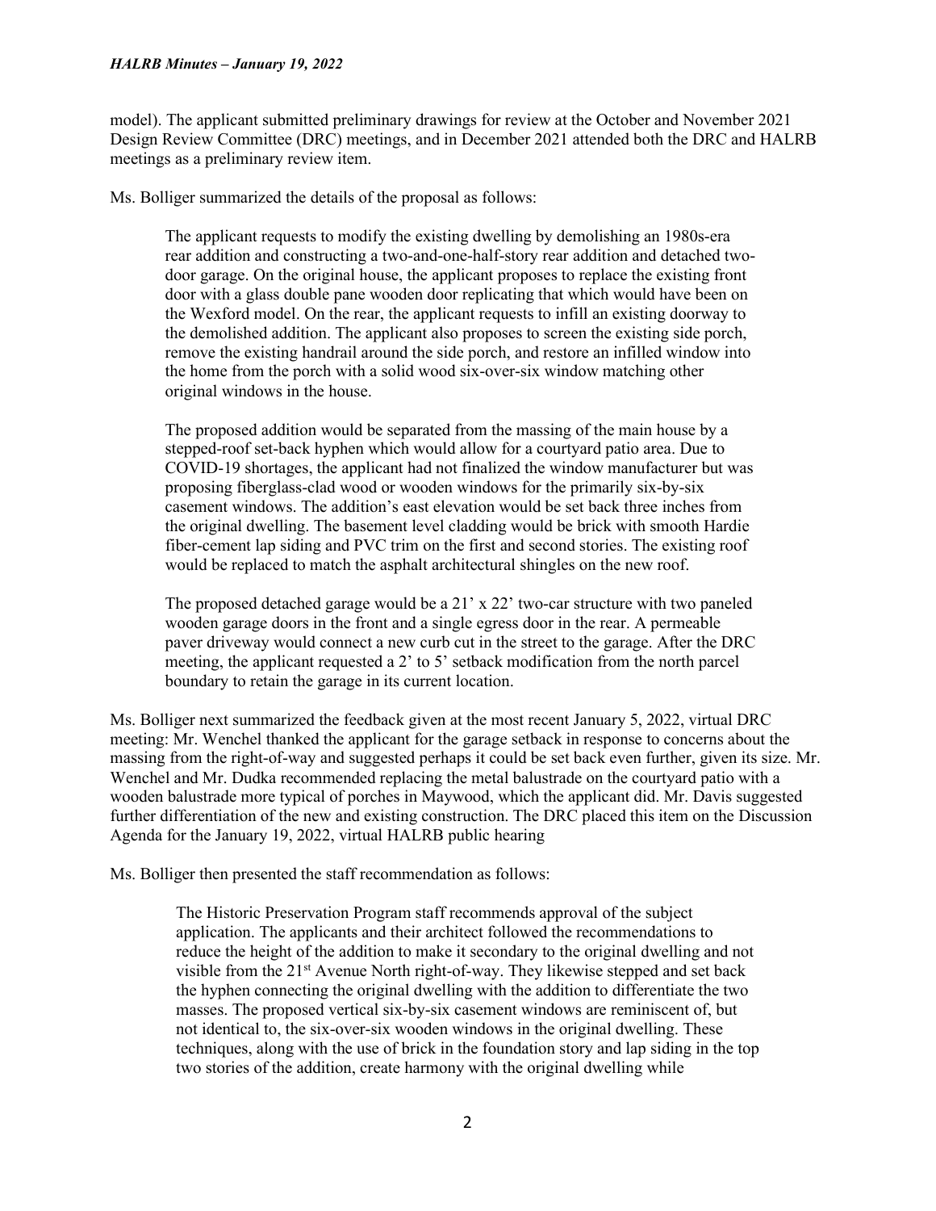model). The applicant submitted preliminary drawings for review at the October and November 2021 Design Review Committee (DRC) meetings, and in December 2021 attended both the DRC and HALRB meetings as a preliminary review item.

Ms. Bolliger summarized the details of the proposal as follows:

> The applicant requests to modify the existing dwelling by demolishing an 1980s-era rear addition and constructing a two-and-one-half-story rear addition and detached two-door garage. On the original house, the applicant proposes to replace the existing front door with a glass double pane wooden door replicating that which would have been on the Wexford model. On the rear, the applicant requests to infill an existing doorway to the demolished addition. The applicant also proposes to screen the existing side porch, remove the existing handrail around the side porch, and restore an infilled window into the home from the porch with a solid wood six-over-six window matching other original windows in the house.
>
> The proposed addition would be separated from the massing of the main house by a stepped-roof set-back hyphen which would allow for a courtyard patio area. Due to COVID-19 shortages, the applicant had not finalized the window manufacturer but was proposing fiberglass-clad wood or wooden windows for the primarily six-by-six casement windows. The addition's east elevation would be set back three inches from the original dwelling. The basement level cladding would be brick with smooth Hardie fiber-cement lap siding and PVC trim on the first and second stories. The existing roof would be replaced to match the asphalt architectural shingles on the new roof.
>
> The proposed detached garage would be a 21' x 22' two-car structure with two paneled wooden garage doors in the front and a single egress door in the rear. A permeable paver driveway would connect a new curb cut in the street to the garage. After the DRC meeting, the applicant requested a 2' to 5' setback modification from the north parcel boundary to retain the garage in its current location.

Ms. Bolliger next summarized the feedback given at the most recent January 5, 2022, virtual DRC meeting: Mr. Wenchel thanked the applicant for the garage setback in response to concerns about the massing from the right-of-way and suggested perhaps it could be set back even further, given its size. Mr. Wenchel and Mr. Dudka recommended replacing the metal balustrade on the courtyard patio with a wooden balustrade more typical of porches in Maywood, which the applicant did. Mr. Davis suggested further differentiation of the new and existing construction. The DRC placed this item on the Discussion Agenda for the January 19, 2022, virtual HALRB public hearing

Ms. Bolliger then presented the staff recommendation as follows:

> The Historic Preservation Program staff recommends approval of the subject application. The applicants and their architect followed the recommendations to reduce the height of the addition to make it secondary to the original dwelling and not visible from the 21st Avenue North right-of-way. They likewise stepped and set back the hyphen connecting the original dwelling with the addition to differentiate the two masses. The proposed vertical six-by-six casement windows are reminiscent of, but not identical to, the six-over-six wooden windows in the original dwelling. These techniques, along with the use of brick in the foundation story and lap siding in the top two stories of the addition, create harmony with the original dwelling while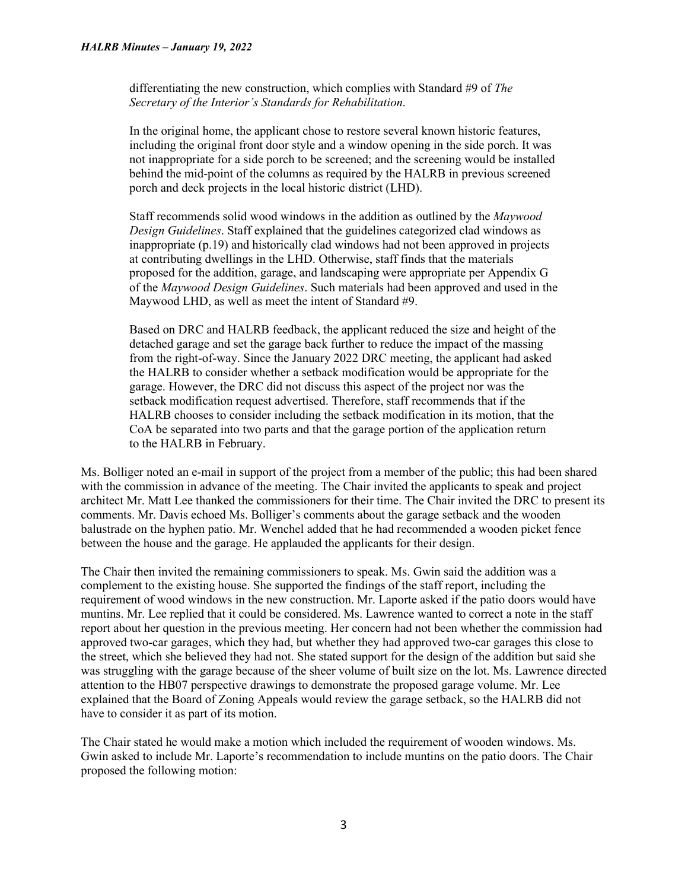differentiating the new construction, which complies with Standard #9 of *The Secretary of the Interior's Standards for Rehabilitation*.

> In the original home, the applicant chose to restore several known historic features, including the original front door style and a window opening in the side porch. It was not inappropriate for a side porch to be screened; and the screening would be installed behind the mid-point of the columns as required by the HALRB in previous screened porch and deck projects in the local historic district (LHD).
>
> Staff recommends solid wood windows in the addition as outlined by the *Maywood Design Guidelines*. Staff explained that the guidelines categorized clad windows as inappropriate (p.19) and historically clad windows had not been approved in projects at contributing dwellings in the LHD. Otherwise, staff finds that the materials proposed for the addition, garage, and landscaping were appropriate per Appendix G of the *Maywood Design Guidelines*. Such materials had been approved and used in the Maywood LHD, as well as meet the intent of Standard #9.
>
> Based on DRC and HALRB feedback, the applicant reduced the size and height of the detached garage and set the garage back further to reduce the impact of the massing from the right-of-way. Since the January 2022 DRC meeting, the applicant had asked the HALRB to consider whether a setback modification would be appropriate for the garage. However, the DRC did not discuss this aspect of the project nor was the setback modification request advertised. Therefore, staff recommends that if the HALRB chooses to consider including the setback modification in its motion, that the CoA be separated into two parts and that the garage portion of the application return to the HALRB in February.

Ms. Bolliger noted an e-mail in support of the project from a member of the public; this had been shared with the commission in advance of the meeting. The Chair invited the applicants to speak and project architect Mr. Matt Lee thanked the commissioners for their time. The Chair invited the DRC to present its comments. Mr. Davis echoed Ms. Bolliger's comments about the garage setback and the wooden balustrade on the hyphen patio. Mr. Wenchel added that he had recommended a wooden picket fence between the house and the garage. He applauded the applicants for their design.

The Chair then invited the remaining commissioners to speak. Ms. Gwin said the addition was a complement to the existing house. She supported the findings of the staff report, including the requirement of wood windows in the new construction. Mr. Laporte asked if the patio doors would have muntins. Mr. Lee replied that it could be considered. Ms. Lawrence wanted to correct a note in the staff report about her question in the previous meeting. Her concern had not been whether the commission had approved two-car garages, which they had, but whether they had approved two-car garages this close to the street, which she believed they had not. She stated support for the design of the addition but said she was struggling with the garage because of the sheer volume of built size on the lot. Ms. Lawrence directed attention to the HB07 perspective drawings to demonstrate the proposed garage volume. Mr. Lee explained that the Board of Zoning Appeals would review the garage setback, so the HALRB did not have to consider it as part of its motion.

The Chair stated he would make a motion which included the requirement of wooden windows. Ms. Gwin asked to include Mr. Laporte's recommendation to include muntins on the patio doors. The Chair proposed the following motion: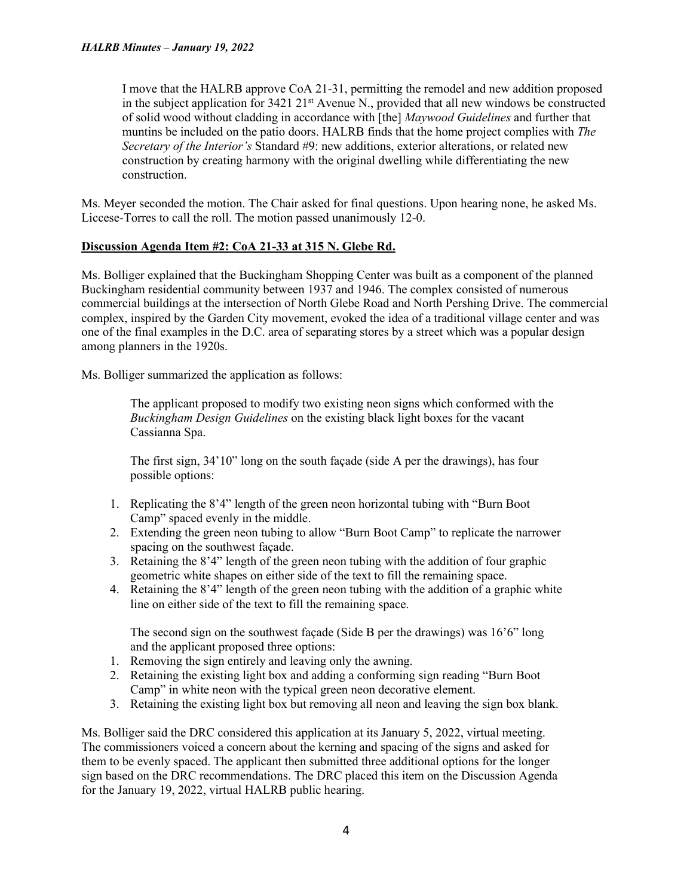> I move that the HALRB approve CoA 21-31, permitting the remodel and new addition proposed in the subject application for 3421 21st Avenue N., provided that all new windows be constructed of solid wood without cladding in accordance with [the] *Maywood Guidelines* and further that muntins be included on the patio doors. HALRB finds that the home project complies with *The Secretary of the Interior's* Standard #9: new additions, exterior alterations, or related new construction by creating harmony with the original dwelling while differentiating the new construction.

Ms. Meyer seconded the motion. The Chair asked for final questions. Upon hearing none, he asked Ms. Liccese-Torres to call the roll. The motion passed unanimously 12-0.

**Discussion Agenda Item #2: CoA 21-33 at 315 N. Glebe Rd.**

Ms. Bolliger explained that the Buckingham Shopping Center was built as a component of the planned Buckingham residential community between 1937 and 1946. The complex consisted of numerous commercial buildings at the intersection of North Glebe Road and North Pershing Drive. The commercial complex, inspired by the Garden City movement, evoked the idea of a traditional village center and was one of the final examples in the D.C. area of separating stores by a street which was a popular design among planners in the 1920s.

Ms. Bolliger summarized the application as follows:

> The applicant proposed to modify two existing neon signs which conformed with the *Buckingham Design Guidelines* on the existing black light boxes for the vacant Cassianna Spa.
>
> The first sign, 34'10" long on the south façade (side A per the drawings), has four possible options:

1. Replicating the 8'4" length of the green neon horizontal tubing with "Burn Boot Camp" spaced evenly in the middle.
2. Extending the green neon tubing to allow "Burn Boot Camp" to replicate the narrower spacing on the southwest façade.
3. Retaining the 8'4" length of the green neon tubing with the addition of four graphic geometric white shapes on either side of the text to fill the remaining space.
4. Retaining the 8'4" length of the green neon tubing with the addition of a graphic white line on either side of the text to fill the remaining space.

> The second sign on the southwest façade (Side B per the drawings) was 16'6" long and the applicant proposed three options:

1. Removing the sign entirely and leaving only the awning.
2. Retaining the existing light box and adding a conforming sign reading "Burn Boot Camp" in white neon with the typical green neon decorative element.
3. Retaining the existing light box but removing all neon and leaving the sign box blank.

Ms. Bolliger said the DRC considered this application at its January 5, 2022, virtual meeting. The commissioners voiced a concern about the kerning and spacing of the signs and asked for them to be evenly spaced. The applicant then submitted three additional options for the longer sign based on the DRC recommendations. The DRC placed this item on the Discussion Agenda for the January 19, 2022, virtual HALRB public hearing.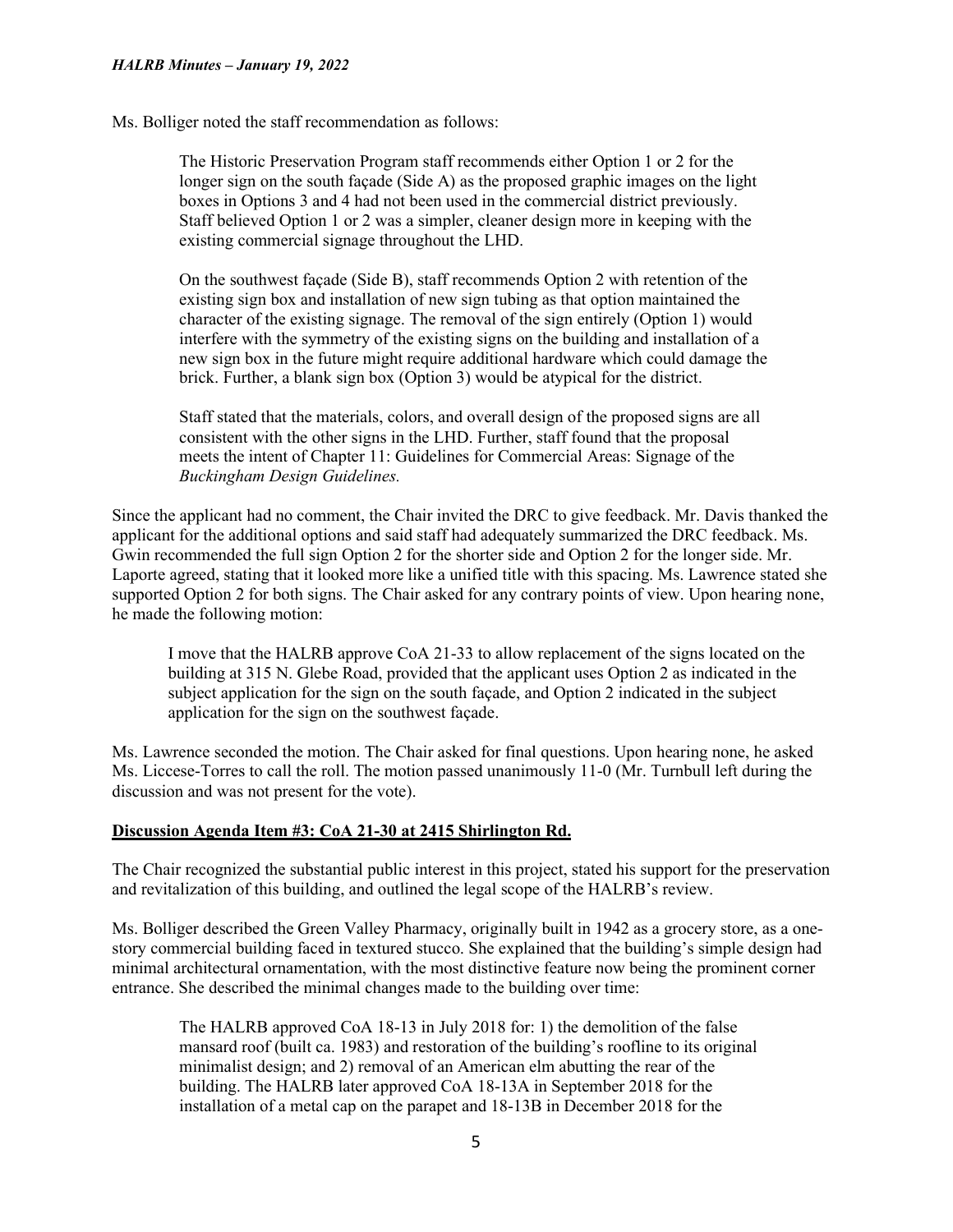Ms. Bolliger noted the staff recommendation as follows:

> The Historic Preservation Program staff recommends either Option 1 or 2 for the longer sign on the south façade (Side A) as the proposed graphic images on the light boxes in Options 3 and 4 had not been used in the commercial district previously. Staff believed Option 1 or 2 was a simpler, cleaner design more in keeping with the existing commercial signage throughout the LHD.
>
> On the southwest façade (Side B), staff recommends Option 2 with retention of the existing sign box and installation of new sign tubing as that option maintained the character of the existing signage. The removal of the sign entirely (Option 1) would interfere with the symmetry of the existing signs on the building and installation of a new sign box in the future might require additional hardware which could damage the brick. Further, a blank sign box (Option 3) would be atypical for the district.
>
> Staff stated that the materials, colors, and overall design of the proposed signs are all consistent with the other signs in the LHD. Further, staff found that the proposal meets the intent of Chapter 11: Guidelines for Commercial Areas: Signage of the *Buckingham Design Guidelines.*

Since the applicant had no comment, the Chair invited the DRC to give feedback. Mr. Davis thanked the applicant for the additional options and said staff had adequately summarized the DRC feedback. Ms. Gwin recommended the full sign Option 2 for the shorter side and Option 2 for the longer side. Mr. Laporte agreed, stating that it looked more like a unified title with this spacing. Ms. Lawrence stated she supported Option 2 for both signs. The Chair asked for any contrary points of view. Upon hearing none, he made the following motion:

> I move that the HALRB approve CoA 21-33 to allow replacement of the signs located on the building at 315 N. Glebe Road, provided that the applicant uses Option 2 as indicated in the subject application for the sign on the south façade, and Option 2 indicated in the subject application for the sign on the southwest façade.

Ms. Lawrence seconded the motion. The Chair asked for final questions. Upon hearing none, he asked Ms. Liccese-Torres to call the roll. The motion passed unanimously 11-0 (Mr. Turnbull left during the discussion and was not present for the vote).

**Discussion Agenda Item #3: CoA 21-30 at 2415 Shirlington Rd.**

The Chair recognized the substantial public interest in this project, stated his support for the preservation and revitalization of this building, and outlined the legal scope of the HALRB's review.

Ms. Bolliger described the Green Valley Pharmacy, originally built in 1942 as a grocery store, as a one-story commercial building faced in textured stucco. She explained that the building's simple design had minimal architectural ornamentation, with the most distinctive feature now being the prominent corner entrance. She described the minimal changes made to the building over time:

> The HALRB approved CoA 18-13 in July 2018 for: 1) the demolition of the false mansard roof (built ca. 1983) and restoration of the building's roofline to its original minimalist design; and 2) removal of an American elm abutting the rear of the building. The HALRB later approved CoA 18-13A in September 2018 for the installation of a metal cap on the parapet and 18-13B in December 2018 for the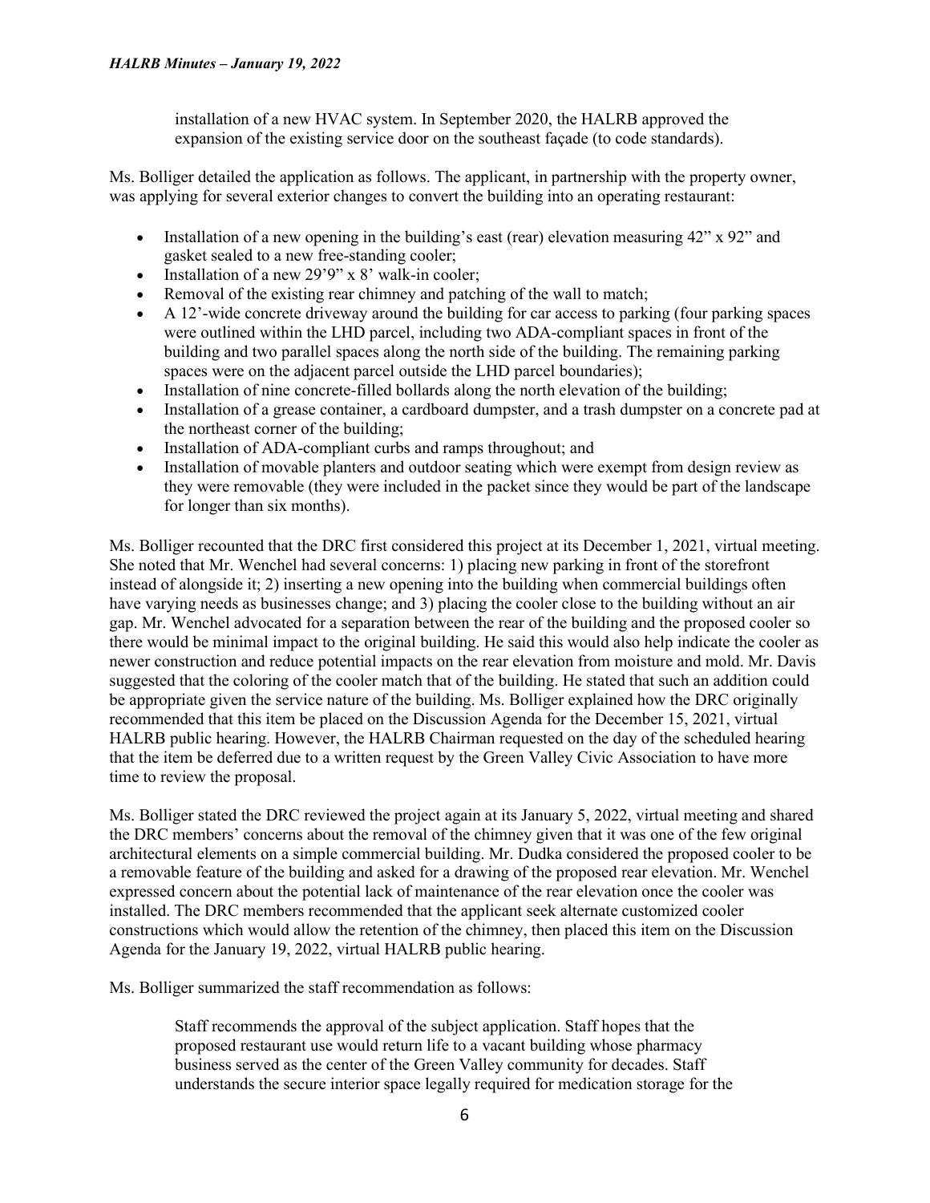installation of a new HVAC system. In September 2020, the HALRB approved the expansion of the existing service door on the southeast façade (to code standards).

Ms. Bolliger detailed the application as follows. The applicant, in partnership with the property owner, was applying for several exterior changes to convert the building into an operating restaurant:

- Installation of a new opening in the building's east (rear) elevation measuring 42" x 92" and gasket sealed to a new free-standing cooler;
- Installation of a new 29'9" x 8' walk-in cooler;
- Removal of the existing rear chimney and patching of the wall to match;
- A 12'-wide concrete driveway around the building for car access to parking (four parking spaces were outlined within the LHD parcel, including two ADA-compliant spaces in front of the building and two parallel spaces along the north side of the building. The remaining parking spaces were on the adjacent parcel outside the LHD parcel boundaries);
- Installation of nine concrete-filled bollards along the north elevation of the building;
- Installation of a grease container, a cardboard dumpster, and a trash dumpster on a concrete pad at the northeast corner of the building;
- Installation of ADA-compliant curbs and ramps throughout; and
- Installation of movable planters and outdoor seating which were exempt from design review as they were removable (they were included in the packet since they would be part of the landscape for longer than six months).

Ms. Bolliger recounted that the DRC first considered this project at its December 1, 2021, virtual meeting. She noted that Mr. Wenchel had several concerns: 1) placing new parking in front of the storefront instead of alongside it; 2) inserting a new opening into the building when commercial buildings often have varying needs as businesses change; and 3) placing the cooler close to the building without an air gap. Mr. Wenchel advocated for a separation between the rear of the building and the proposed cooler so there would be minimal impact to the original building. He said this would also help indicate the cooler as newer construction and reduce potential impacts on the rear elevation from moisture and mold. Mr. Davis suggested that the coloring of the cooler match that of the building. He stated that such an addition could be appropriate given the service nature of the building. Ms. Bolliger explained how the DRC originally recommended that this item be placed on the Discussion Agenda for the December 15, 2021, virtual HALRB public hearing. However, the HALRB Chairman requested on the day of the scheduled hearing that the item be deferred due to a written request by the Green Valley Civic Association to have more time to review the proposal.

Ms. Bolliger stated the DRC reviewed the project again at its January 5, 2022, virtual meeting and shared the DRC members' concerns about the removal of the chimney given that it was one of the few original architectural elements on a simple commercial building. Mr. Dudka considered the proposed cooler to be a removable feature of the building and asked for a drawing of the proposed rear elevation. Mr. Wenchel expressed concern about the potential lack of maintenance of the rear elevation once the cooler was installed. The DRC members recommended that the applicant seek alternate customized cooler constructions which would allow the retention of the chimney, then placed this item on the Discussion Agenda for the January 19, 2022, virtual HALRB public hearing.

Ms. Bolliger summarized the staff recommendation as follows:

> Staff recommends the approval of the subject application. Staff hopes that the proposed restaurant use would return life to a vacant building whose pharmacy business served as the center of the Green Valley community for decades. Staff understands the secure interior space legally required for medication storage for the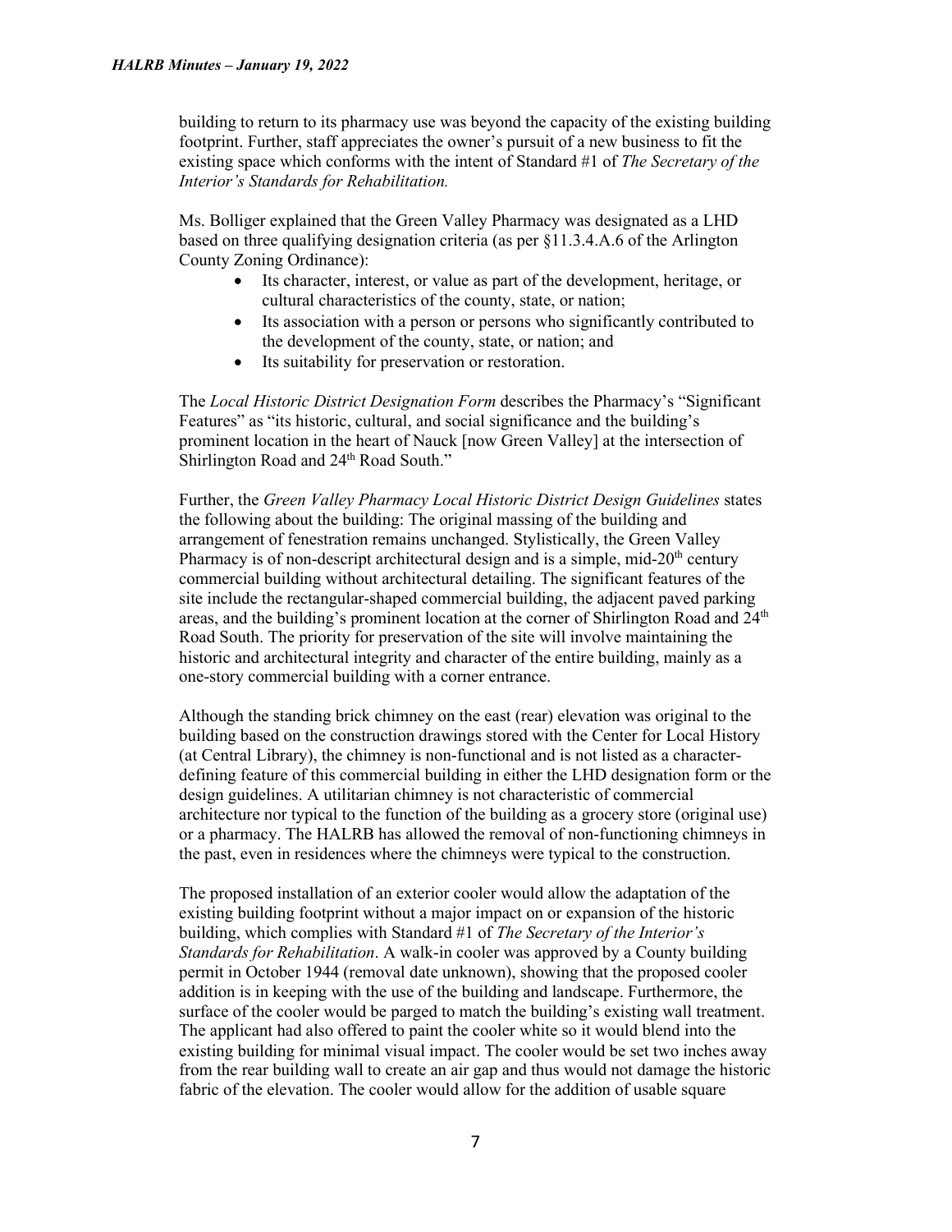building to return to its pharmacy use was beyond the capacity of the existing building footprint. Further, staff appreciates the owner's pursuit of a new business to fit the existing space which conforms with the intent of Standard #1 of *The Secretary of the Interior's Standards for Rehabilitation.*

Ms. Bolliger explained that the Green Valley Pharmacy was designated as a LHD based on three qualifying designation criteria (as per §11.3.4.A.6 of the Arlington County Zoning Ordinance):

- Its character, interest, or value as part of the development, heritage, or cultural characteristics of the county, state, or nation;
- Its association with a person or persons who significantly contributed to the development of the county, state, or nation; and
- Its suitability for preservation or restoration.

The *Local Historic District Designation Form* describes the Pharmacy's "Significant Features" as "its historic, cultural, and social significance and the building's prominent location in the heart of Nauck [now Green Valley] at the intersection of Shirlington Road and 24th Road South."

Further, the *Green Valley Pharmacy Local Historic District Design Guidelines* states the following about the building: The original massing of the building and arrangement of fenestration remains unchanged. Stylistically, the Green Valley Pharmacy is of non-descript architectural design and is a simple, mid-20th century commercial building without architectural detailing. The significant features of the site include the rectangular-shaped commercial building, the adjacent paved parking areas, and the building's prominent location at the corner of Shirlington Road and 24th Road South. The priority for preservation of the site will involve maintaining the historic and architectural integrity and character of the entire building, mainly as a one-story commercial building with a corner entrance.

Although the standing brick chimney on the east (rear) elevation was original to the building based on the construction drawings stored with the Center for Local History (at Central Library), the chimney is non-functional and is not listed as a character-defining feature of this commercial building in either the LHD designation form or the design guidelines. A utilitarian chimney is not characteristic of commercial architecture nor typical to the function of the building as a grocery store (original use) or a pharmacy. The HALRB has allowed the removal of non-functioning chimneys in the past, even in residences where the chimneys were typical to the construction.

The proposed installation of an exterior cooler would allow the adaptation of the existing building footprint without a major impact on or expansion of the historic building, which complies with Standard #1 of *The Secretary of the Interior's Standards for Rehabilitation*. A walk-in cooler was approved by a County building permit in October 1944 (removal date unknown), showing that the proposed cooler addition is in keeping with the use of the building and landscape. Furthermore, the surface of the cooler would be parged to match the building's existing wall treatment. The applicant had also offered to paint the cooler white so it would blend into the existing building for minimal visual impact. The cooler would be set two inches away from the rear building wall to create an air gap and thus would not damage the historic fabric of the elevation. The cooler would allow for the addition of usable square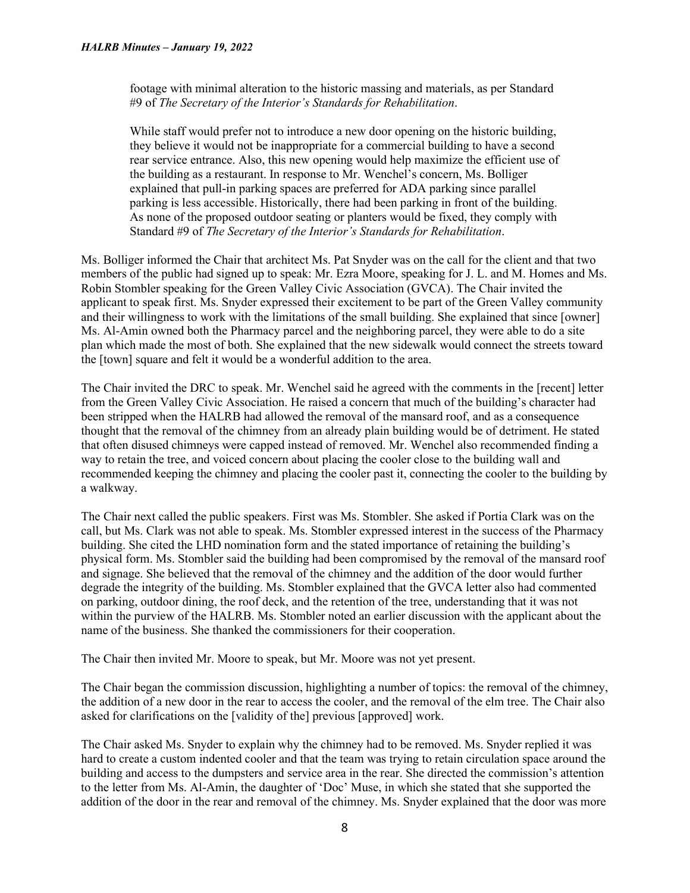footage with minimal alteration to the historic massing and materials, as per Standard #9 of *The Secretary of the Interior's Standards for Rehabilitation*.

While staff would prefer not to introduce a new door opening on the historic building, they believe it would not be inappropriate for a commercial building to have a second rear service entrance. Also, this new opening would help maximize the efficient use of the building as a restaurant. In response to Mr. Wenchel's concern, Ms. Bolliger explained that pull-in parking spaces are preferred for ADA parking since parallel parking is less accessible. Historically, there had been parking in front of the building. As none of the proposed outdoor seating or planters would be fixed, they comply with Standard #9 of *The Secretary of the Interior's Standards for Rehabilitation*.

Ms. Bolliger informed the Chair that architect Ms. Pat Snyder was on the call for the client and that two members of the public had signed up to speak: Mr. Ezra Moore, speaking for J. L. and M. Homes and Ms. Robin Stombler speaking for the Green Valley Civic Association (GVCA). The Chair invited the applicant to speak first. Ms. Snyder expressed their excitement to be part of the Green Valley community and their willingness to work with the limitations of the small building. She explained that since [owner] Ms. Al-Amin owned both the Pharmacy parcel and the neighboring parcel, they were able to do a site plan which made the most of both. She explained that the new sidewalk would connect the streets toward the [town] square and felt it would be a wonderful addition to the area.

The Chair invited the DRC to speak. Mr. Wenchel said he agreed with the comments in the [recent] letter from the Green Valley Civic Association. He raised a concern that much of the building's character had been stripped when the HALRB had allowed the removal of the mansard roof, and as a consequence thought that the removal of the chimney from an already plain building would be of detriment. He stated that often disused chimneys were capped instead of removed. Mr. Wenchel also recommended finding a way to retain the tree, and voiced concern about placing the cooler close to the building wall and recommended keeping the chimney and placing the cooler past it, connecting the cooler to the building by a walkway.

The Chair next called the public speakers. First was Ms. Stombler. She asked if Portia Clark was on the call, but Ms. Clark was not able to speak. Ms. Stombler expressed interest in the success of the Pharmacy building. She cited the LHD nomination form and the stated importance of retaining the building's physical form. Ms. Stombler said the building had been compromised by the removal of the mansard roof and signage. She believed that the removal of the chimney and the addition of the door would further degrade the integrity of the building. Ms. Stombler explained that the GVCA letter also had commented on parking, outdoor dining, the roof deck, and the retention of the tree, understanding that it was not within the purview of the HALRB. Ms. Stombler noted an earlier discussion with the applicant about the name of the business. She thanked the commissioners for their cooperation.

The Chair then invited Mr. Moore to speak, but Mr. Moore was not yet present.

The Chair began the commission discussion, highlighting a number of topics: the removal of the chimney, the addition of a new door in the rear to access the cooler, and the removal of the elm tree. The Chair also asked for clarifications on the [validity of the] previous [approved] work.

The Chair asked Ms. Snyder to explain why the chimney had to be removed. Ms. Snyder replied it was hard to create a custom indented cooler and that the team was trying to retain circulation space around the building and access to the dumpsters and service area in the rear. She directed the commission's attention to the letter from Ms. Al-Amin, the daughter of 'Doc' Muse, in which she stated that she supported the addition of the door in the rear and removal of the chimney. Ms. Snyder explained that the door was more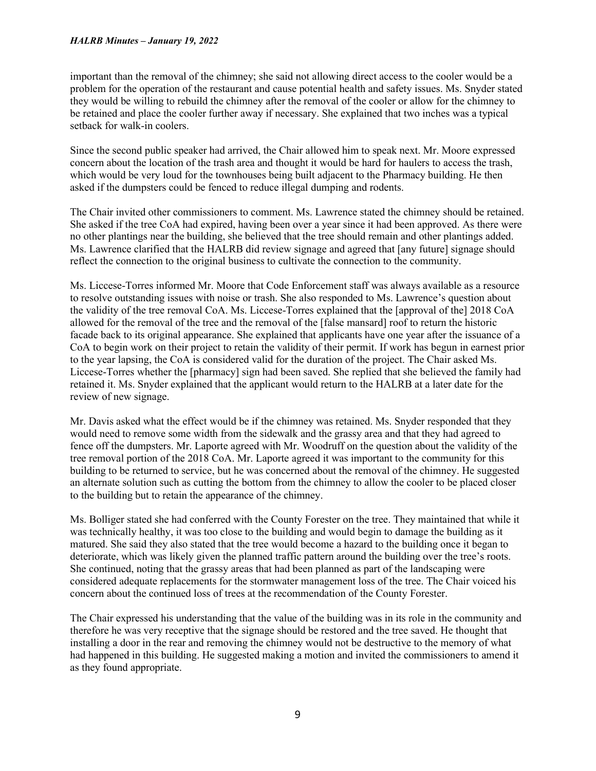important than the removal of the chimney; she said not allowing direct access to the cooler would be a problem for the operation of the restaurant and cause potential health and safety issues. Ms. Snyder stated they would be willing to rebuild the chimney after the removal of the cooler or allow for the chimney to be retained and place the cooler further away if necessary. She explained that two inches was a typical setback for walk-in coolers.

Since the second public speaker had arrived, the Chair allowed him to speak next. Mr. Moore expressed concern about the location of the trash area and thought it would be hard for haulers to access the trash, which would be very loud for the townhouses being built adjacent to the Pharmacy building. He then asked if the dumpsters could be fenced to reduce illegal dumping and rodents.

The Chair invited other commissioners to comment. Ms. Lawrence stated the chimney should be retained. She asked if the tree CoA had expired, having been over a year since it had been approved. As there were no other plantings near the building, she believed that the tree should remain and other plantings added. Ms. Lawrence clarified that the HALRB did review signage and agreed that [any future] signage should reflect the connection to the original business to cultivate the connection to the community.

Ms. Liccese-Torres informed Mr. Moore that Code Enforcement staff was always available as a resource to resolve outstanding issues with noise or trash. She also responded to Ms. Lawrence's question about the validity of the tree removal CoA. Ms. Liccese-Torres explained that the [approval of the] 2018 CoA allowed for the removal of the tree and the removal of the [false mansard] roof to return the historic facade back to its original appearance. She explained that applicants have one year after the issuance of a CoA to begin work on their project to retain the validity of their permit. If work has begun in earnest prior to the year lapsing, the CoA is considered valid for the duration of the project. The Chair asked Ms. Liccese-Torres whether the [pharmacy] sign had been saved. She replied that she believed the family had retained it. Ms. Snyder explained that the applicant would return to the HALRB at a later date for the review of new signage.

Mr. Davis asked what the effect would be if the chimney was retained. Ms. Snyder responded that they would need to remove some width from the sidewalk and the grassy area and that they had agreed to fence off the dumpsters. Mr. Laporte agreed with Mr. Woodruff on the question about the validity of the tree removal portion of the 2018 CoA. Mr. Laporte agreed it was important to the community for this building to be returned to service, but he was concerned about the removal of the chimney. He suggested an alternate solution such as cutting the bottom from the chimney to allow the cooler to be placed closer to the building but to retain the appearance of the chimney.

Ms. Bolliger stated she had conferred with the County Forester on the tree. They maintained that while it was technically healthy, it was too close to the building and would begin to damage the building as it matured. She said they also stated that the tree would become a hazard to the building once it began to deteriorate, which was likely given the planned traffic pattern around the building over the tree's roots. She continued, noting that the grassy areas that had been planned as part of the landscaping were considered adequate replacements for the stormwater management loss of the tree. The Chair voiced his concern about the continued loss of trees at the recommendation of the County Forester.

The Chair expressed his understanding that the value of the building was in its role in the community and therefore he was very receptive that the signage should be restored and the tree saved. He thought that installing a door in the rear and removing the chimney would not be destructive to the memory of what had happened in this building. He suggested making a motion and invited the commissioners to amend it as they found appropriate.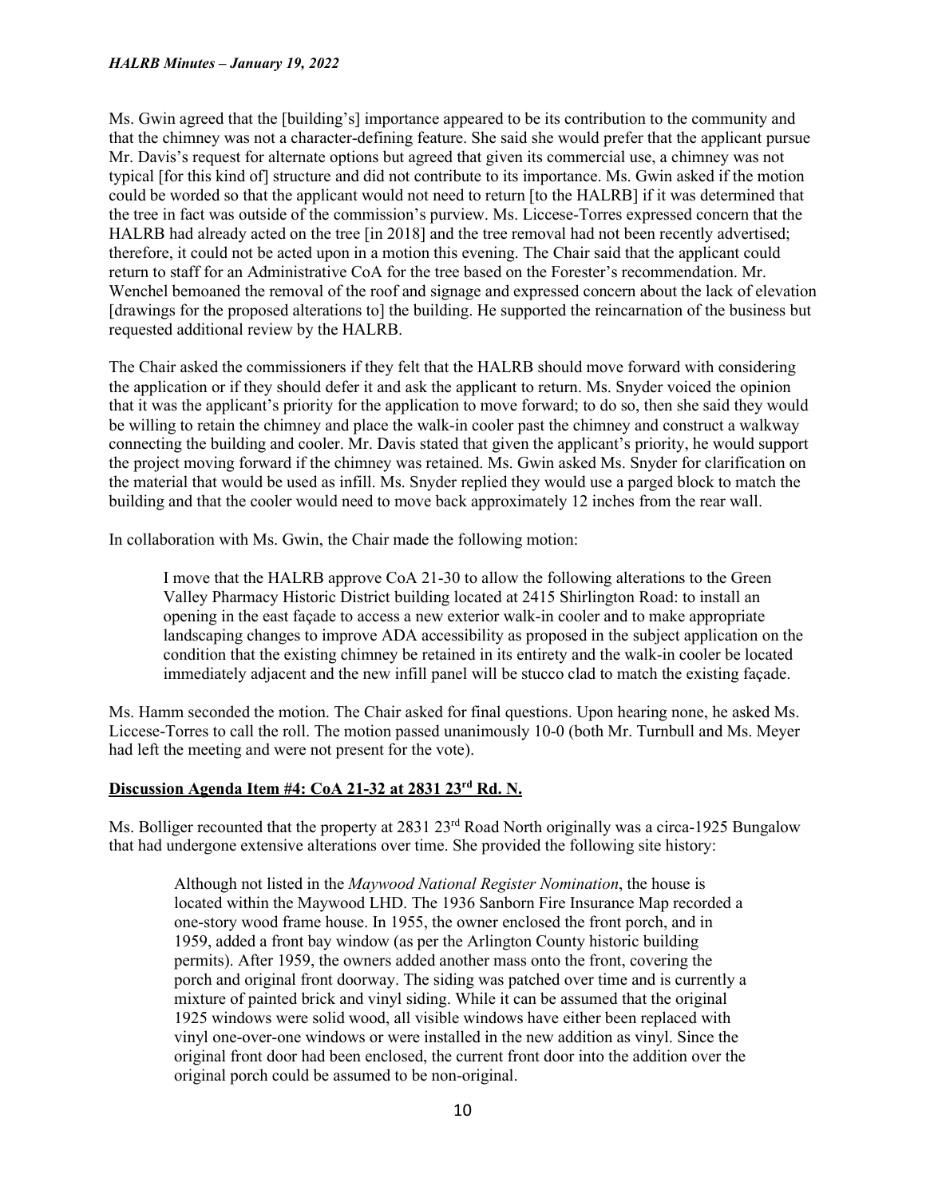Ms. Gwin agreed that the [building's] importance appeared to be its contribution to the community and that the chimney was not a character-defining feature. She said she would prefer that the applicant pursue Mr. Davis's request for alternate options but agreed that given its commercial use, a chimney was not typical [for this kind of] structure and did not contribute to its importance. Ms. Gwin asked if the motion could be worded so that the applicant would not need to return [to the HALRB] if it was determined that the tree in fact was outside of the commission's purview. Ms. Liccese-Torres expressed concern that the HALRB had already acted on the tree [in 2018] and the tree removal had not been recently advertised; therefore, it could not be acted upon in a motion this evening. The Chair said that the applicant could return to staff for an Administrative CoA for the tree based on the Forester's recommendation. Mr. Wenchel bemoaned the removal of the roof and signage and expressed concern about the lack of elevation [drawings for the proposed alterations to] the building. He supported the reincarnation of the business but requested additional review by the HALRB.

The Chair asked the commissioners if they felt that the HALRB should move forward with considering the application or if they should defer it and ask the applicant to return. Ms. Snyder voiced the opinion that it was the applicant's priority for the application to move forward; to do so, then she said they would be willing to retain the chimney and place the walk-in cooler past the chimney and construct a walkway connecting the building and cooler. Mr. Davis stated that given the applicant's priority, he would support the project moving forward if the chimney was retained. Ms. Gwin asked Ms. Snyder for clarification on the material that would be used as infill. Ms. Snyder replied they would use a parged block to match the building and that the cooler would need to move back approximately 12 inches from the rear wall.

In collaboration with Ms. Gwin, the Chair made the following motion:

> I move that the HALRB approve CoA 21-30 to allow the following alterations to the Green Valley Pharmacy Historic District building located at 2415 Shirlington Road: to install an opening in the east façade to access a new exterior walk-in cooler and to make appropriate landscaping changes to improve ADA accessibility as proposed in the subject application on the condition that the existing chimney be retained in its entirety and the walk-in cooler be located immediately adjacent and the new infill panel will be stucco clad to match the existing façade.

Ms. Hamm seconded the motion. The Chair asked for final questions. Upon hearing none, he asked Ms. Liccese-Torres to call the roll. The motion passed unanimously 10-0 (both Mr. Turnbull and Ms. Meyer had left the meeting and were not present for the vote).

## Discussion Agenda Item #4: CoA 21-32 at 2831 23rd Rd. N.

Ms. Bolliger recounted that the property at 2831 23rd Road North originally was a circa-1925 Bungalow that had undergone extensive alterations over time. She provided the following site history:

> Although not listed in the *Maywood National Register Nomination*, the house is located within the Maywood LHD. The 1936 Sanborn Fire Insurance Map recorded a one-story wood frame house. In 1955, the owner enclosed the front porch, and in 1959, added a front bay window (as per the Arlington County historic building permits). After 1959, the owners added another mass onto the front, covering the porch and original front doorway. The siding was patched over time and is currently a mixture of painted brick and vinyl siding. While it can be assumed that the original 1925 windows were solid wood, all visible windows have either been replaced with vinyl one-over-one windows or were installed in the new addition as vinyl. Since the original front door had been enclosed, the current front door into the addition over the original porch could be assumed to be non-original.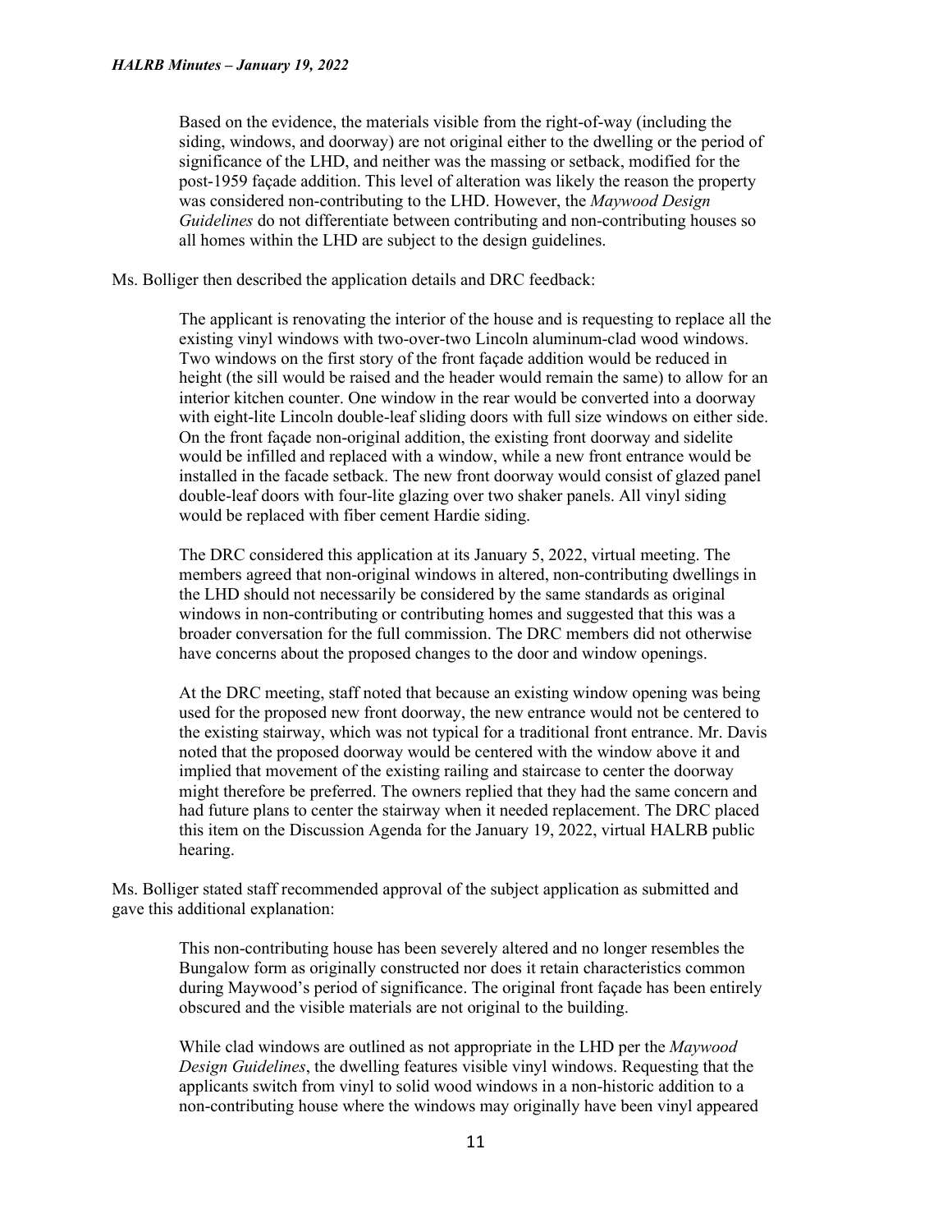Based on the evidence, the materials visible from the right-of-way (including the siding, windows, and doorway) are not original either to the dwelling or the period of significance of the LHD, and neither was the massing or setback, modified for the post-1959 façade addition. This level of alteration was likely the reason the property was considered non-contributing to the LHD. However, the *Maywood Design Guidelines* do not differentiate between contributing and non-contributing houses so all homes within the LHD are subject to the design guidelines.

Ms. Bolliger then described the application details and DRC feedback:

> The applicant is renovating the interior of the house and is requesting to replace all the existing vinyl windows with two-over-two Lincoln aluminum-clad wood windows. Two windows on the first story of the front façade addition would be reduced in height (the sill would be raised and the header would remain the same) to allow for an interior kitchen counter. One window in the rear would be converted into a doorway with eight-lite Lincoln double-leaf sliding doors with full size windows on either side. On the front façade non-original addition, the existing front doorway and sidelite would be infilled and replaced with a window, while a new front entrance would be installed in the facade setback. The new front doorway would consist of glazed panel double-leaf doors with four-lite glazing over two shaker panels. All vinyl siding would be replaced with fiber cement Hardie siding.
>
> The DRC considered this application at its January 5, 2022, virtual meeting. The members agreed that non-original windows in altered, non-contributing dwellings in the LHD should not necessarily be considered by the same standards as original windows in non-contributing or contributing homes and suggested that this was a broader conversation for the full commission. The DRC members did not otherwise have concerns about the proposed changes to the door and window openings.
>
> At the DRC meeting, staff noted that because an existing window opening was being used for the proposed new front doorway, the new entrance would not be centered to the existing stairway, which was not typical for a traditional front entrance. Mr. Davis noted that the proposed doorway would be centered with the window above it and implied that movement of the existing railing and staircase to center the doorway might therefore be preferred. The owners replied that they had the same concern and had future plans to center the stairway when it needed replacement. The DRC placed this item on the Discussion Agenda for the January 19, 2022, virtual HALRB public hearing.

Ms. Bolliger stated staff recommended approval of the subject application as submitted and gave this additional explanation:

> This non-contributing house has been severely altered and no longer resembles the Bungalow form as originally constructed nor does it retain characteristics common during Maywood's period of significance. The original front façade has been entirely obscured and the visible materials are not original to the building.
>
> While clad windows are outlined as not appropriate in the LHD per the *Maywood Design Guidelines*, the dwelling features visible vinyl windows. Requesting that the applicants switch from vinyl to solid wood windows in a non-historic addition to a non-contributing house where the windows may originally have been vinyl appeared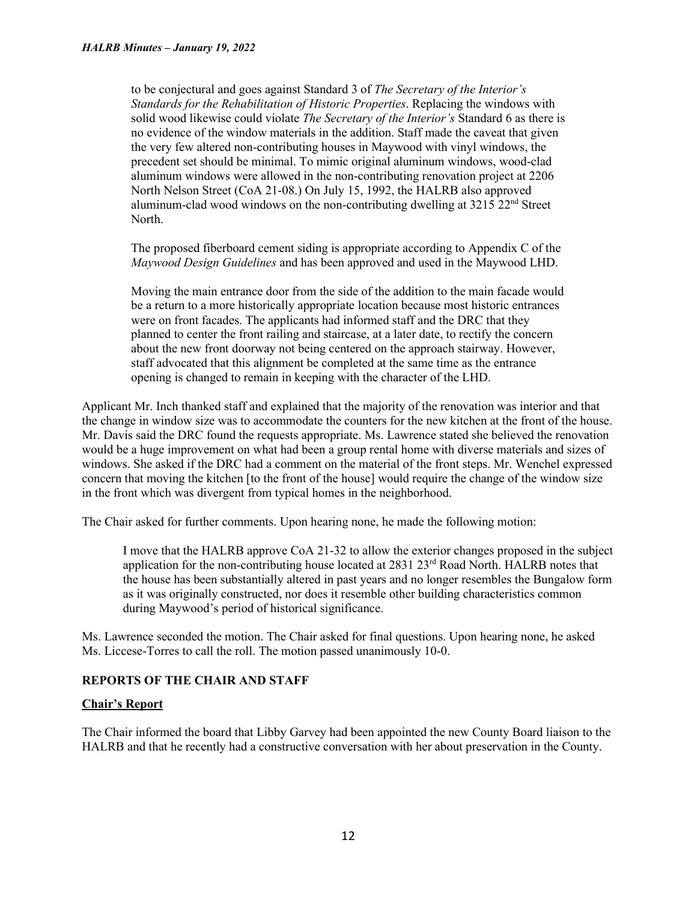to be conjectural and goes against Standard 3 of *The Secretary of the Interior's Standards for the Rehabilitation of Historic Properties*. Replacing the windows with solid wood likewise could violate *The Secretary of the Interior's* Standard 6 as there is no evidence of the window materials in the addition. Staff made the caveat that given the very few altered non-contributing houses in Maywood with vinyl windows, the precedent set should be minimal. To mimic original aluminum windows, wood-clad aluminum windows were allowed in the non-contributing renovation project at 2206 North Nelson Street (CoA 21-08.) On July 15, 1992, the HALRB also approved aluminum-clad wood windows on the non-contributing dwelling at 3215 22nd Street North.

> The proposed fiberboard cement siding is appropriate according to Appendix C of the *Maywood Design Guidelines* and has been approved and used in the Maywood LHD.
>
> Moving the main entrance door from the side of the addition to the main facade would be a return to a more historically appropriate location because most historic entrances were on front facades. The applicants had informed staff and the DRC that they planned to center the front railing and staircase, at a later date, to rectify the concern about the new front doorway not being centered on the approach stairway. However, staff advocated that this alignment be completed at the same time as the entrance opening is changed to remain in keeping with the character of the LHD.

Applicant Mr. Inch thanked staff and explained that the majority of the renovation was interior and that the change in window size was to accommodate the counters for the new kitchen at the front of the house. Mr. Davis said the DRC found the requests appropriate. Ms. Lawrence stated she believed the renovation would be a huge improvement on what had been a group rental home with diverse materials and sizes of windows. She asked if the DRC had a comment on the material of the front steps. Mr. Wenchel expressed concern that moving the kitchen [to the front of the house] would require the change of the window size in the front which was divergent from typical homes in the neighborhood.

The Chair asked for further comments. Upon hearing none, he made the following motion:

> I move that the HALRB approve CoA 21-32 to allow the exterior changes proposed in the subject application for the non-contributing house located at 2831 23rd Road North. HALRB notes that the house has been substantially altered in past years and no longer resembles the Bungalow form as it was originally constructed, nor does it resemble other building characteristics common during Maywood's period of historical significance.

Ms. Lawrence seconded the motion. The Chair asked for final questions. Upon hearing none, he asked Ms. Liccese-Torres to call the roll. The motion passed unanimously 10-0.

## REPORTS OF THE CHAIR AND STAFF

### Chair's Report

The Chair informed the board that Libby Garvey had been appointed the new County Board liaison to the HALRB and that he recently had a constructive conversation with her about preservation in the County.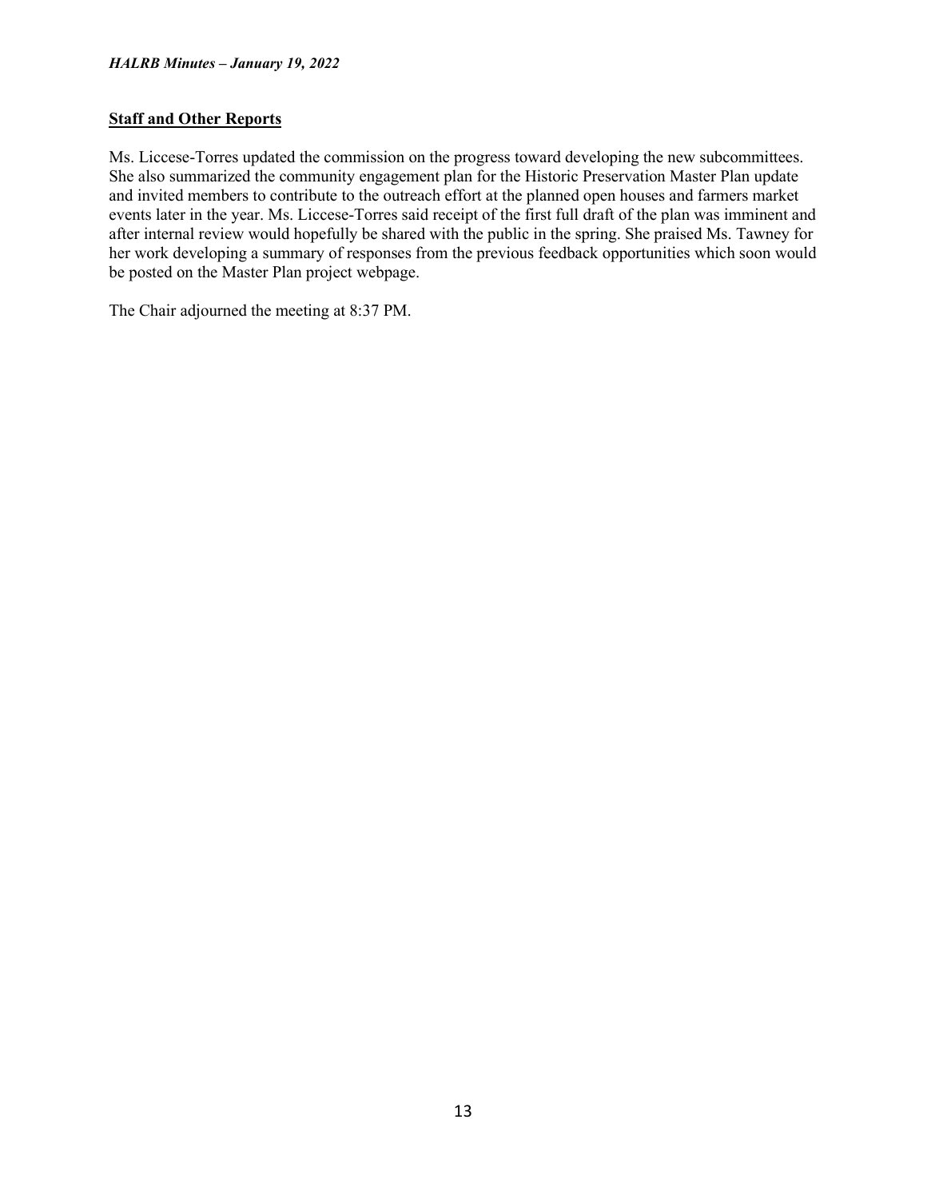**Staff and Other Reports**

Ms. Liccese-Torres updated the commission on the progress toward developing the new subcommittees. She also summarized the community engagement plan for the Historic Preservation Master Plan update and invited members to contribute to the outreach effort at the planned open houses and farmers market events later in the year. Ms. Liccese-Torres said receipt of the first full draft of the plan was imminent and after internal review would hopefully be shared with the public in the spring. She praised Ms. Tawney for her work developing a summary of responses from the previous feedback opportunities which soon would be posted on the Master Plan project webpage.

The Chair adjourned the meeting at 8:37 PM.